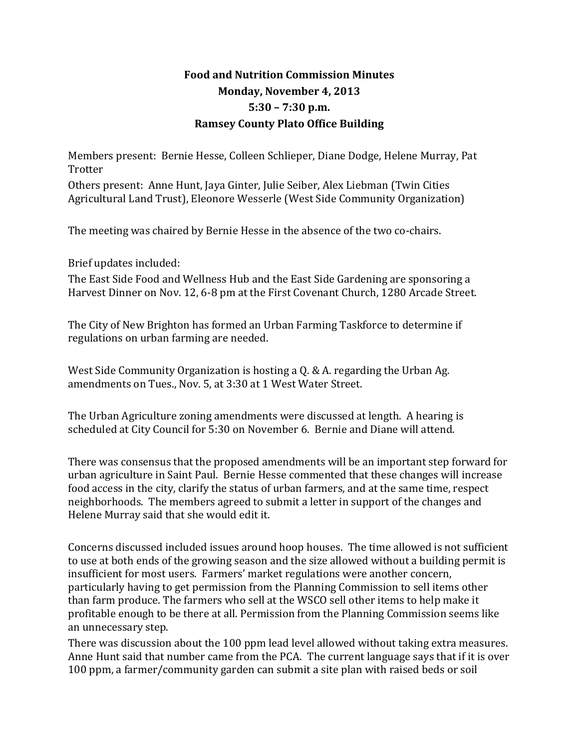# Food and Nutrition Commission Minutes
## Monday, November 4, 2013
## 5:30 – 7:30 p.m.
## Ramsey County Plato Office Building

Members present: Bernie Hesse, Colleen Schlieper, Diane Dodge, Helene Murray, Pat Trotter

Others present: Anne Hunt, Jaya Ginter, Julie Seiber, Alex Liebman (Twin Cities Agricultural Land Trust), Eleonore Wesserle (West Side Community Organization)

The meeting was chaired by Bernie Hesse in the absence of the two co-chairs.

Brief updates included:

The East Side Food and Wellness Hub and the East Side Gardening are sponsoring a Harvest Dinner on Nov. 12, 6-8 pm at the First Covenant Church, 1280 Arcade Street.

The City of New Brighton has formed an Urban Farming Taskforce to determine if regulations on urban farming are needed.

West Side Community Organization is hosting a Q. & A. regarding the Urban Ag. amendments on Tues., Nov. 5, at 3:30 at 1 West Water Street.

The Urban Agriculture zoning amendments were discussed at length. A hearing is scheduled at City Council for 5:30 on November 6. Bernie and Diane will attend.

There was consensus that the proposed amendments will be an important step forward for urban agriculture in Saint Paul. Bernie Hesse commented that these changes will increase food access in the city, clarify the status of urban farmers, and at the same time, respect neighborhoods. The members agreed to submit a letter in support of the changes and Helene Murray said that she would edit it.

Concerns discussed included issues around hoop houses. The time allowed is not sufficient to use at both ends of the growing season and the size allowed without a building permit is insufficient for most users. Farmers' market regulations were another concern, particularly having to get permission from the Planning Commission to sell items other than farm produce. The farmers who sell at the WSCO sell other items to help make it profitable enough to be there at all. Permission from the Planning Commission seems like an unnecessary step.

There was discussion about the 100 ppm lead level allowed without taking extra measures. Anne Hunt said that number came from the PCA. The current language says that if it is over 100 ppm, a farmer/community garden can submit a site plan with raised beds or soil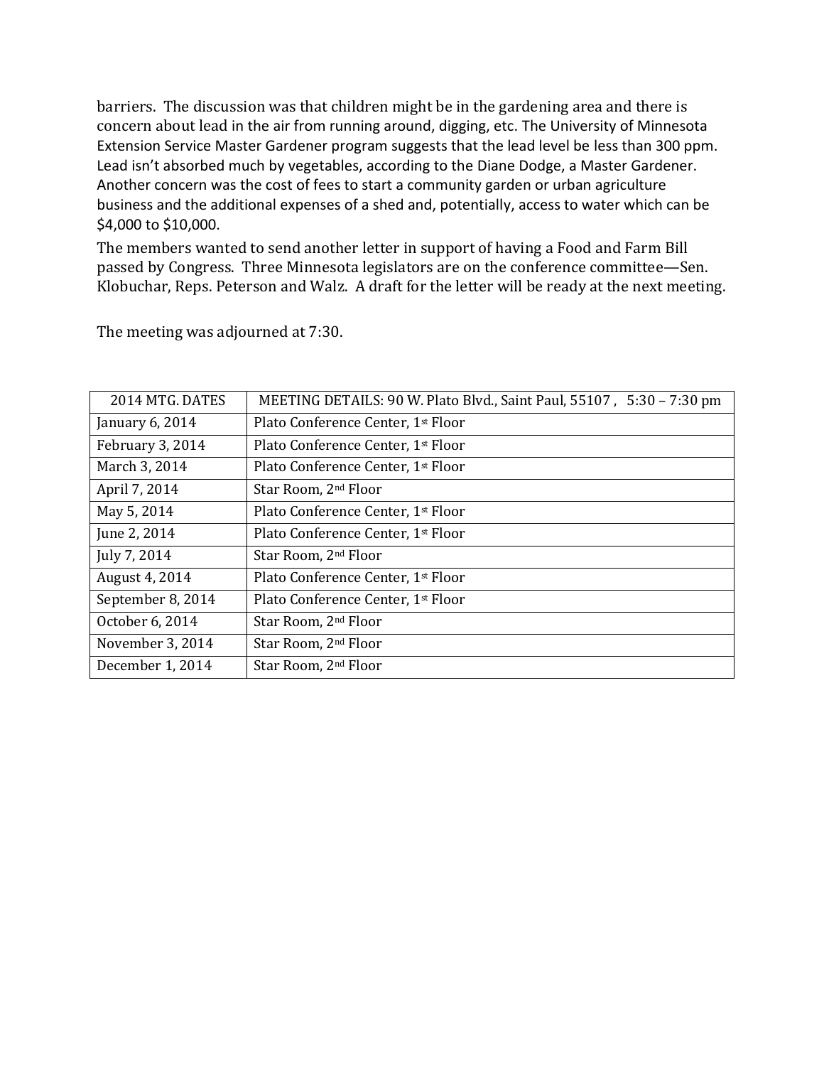barriers. The discussion was that children might be in the gardening area and there is concern about lead in the air from running around, digging, etc. The University of Minnesota Extension Service Master Gardener program suggests that the lead level be less than 300 ppm. Lead isn't absorbed much by vegetables, according to the Diane Dodge, a Master Gardener. Another concern was the cost of fees to start a community garden or urban agriculture business and the additional expenses of a shed and, potentially, access to water which can be $4,000 to $10,000.

The members wanted to send another letter in support of having a Food and Farm Bill passed by Congress. Three Minnesota legislators are on the conference committee—Sen. Klobuchar, Reps. Peterson and Walz. A draft for the letter will be ready at the next meeting.

The meeting was adjourned at 7:30.

| 2014 MTG. DATES | MEETING DETAILS: 90 W. Plato Blvd., Saint Paul, 55107 , 5:30 – 7:30 pm |
|---|---|
| January 6, 2014 | Plato Conference Center, 1st Floor |
| February 3, 2014 | Plato Conference Center, 1st Floor |
| March 3, 2014 | Plato Conference Center, 1st Floor |
| April 7, 2014 | Star Room, 2nd Floor |
| May 5, 2014 | Plato Conference Center, 1st Floor |
| June 2, 2014 | Plato Conference Center, 1st Floor |
| July 7, 2014 | Star Room, 2nd Floor |
| August 4, 2014 | Plato Conference Center, 1st Floor |
| September 8, 2014 | Plato Conference Center, 1st Floor |
| October 6, 2014 | Star Room, 2nd Floor |
| November 3, 2014 | Star Room, 2nd Floor |
| December 1, 2014 | Star Room, 2nd Floor |